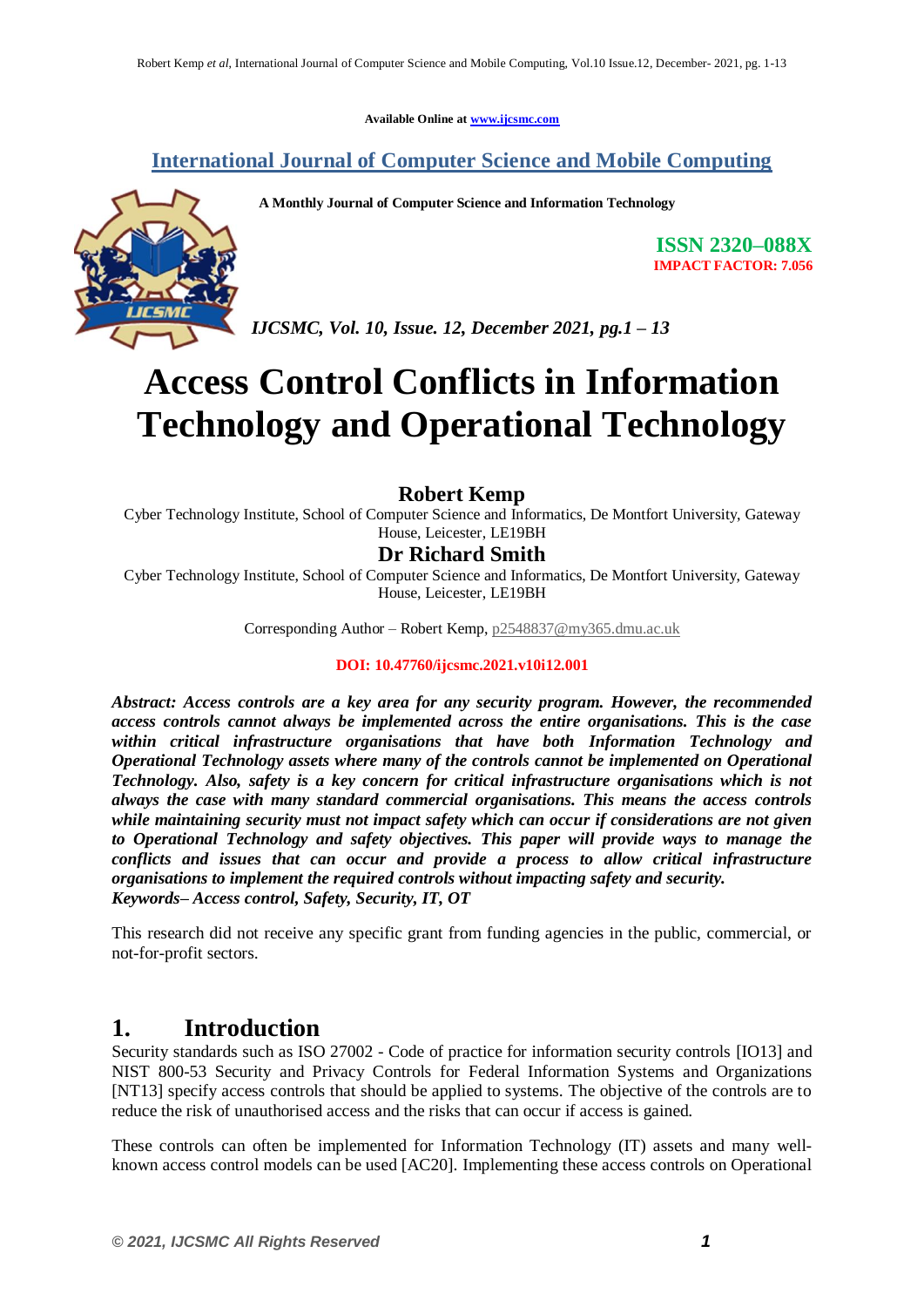Available Online at www.ijcsmc.com

**International Journal of Computer Science and Mobile Computing**

**A Monthly Journal of Computer Science and Information Technology**

**ISSN 2320–088X**
**IMPACT FACTOR: 7.056**

*IJCSMC, Vol. 10, Issue. 12, December 2021, pg.1 – 13*

# Access Control Conflicts in Information Technology and Operational Technology

**Robert Kemp**
Cyber Technology Institute, School of Computer Science and Informatics, De Montfort University, Gateway House, Leicester, LE19BH

**Dr Richard Smith**
Cyber Technology Institute, School of Computer Science and Informatics, De Montfort University, Gateway House, Leicester, LE19BH

Corresponding Author – Robert Kemp, p2548837@my365.dmu.ac.uk

**DOI: 10.47760/ijcsmc.2021.v10i12.001**

***Abstract: Access controls are a key area for any security program. However, the recommended access controls cannot always be implemented across the entire organisations. This is the case within critical infrastructure organisations that have both Information Technology and Operational Technology assets where many of the controls cannot be implemented on Operational Technology. Also, safety is a key concern for critical infrastructure organisations which is not always the case with many standard commercial organisations. This means the access controls while maintaining security must not impact safety which can occur if considerations are not given to Operational Technology and safety objectives. This paper will provide ways to manage the conflicts and issues that can occur and provide a process to allow critical infrastructure organisations to implement the required controls without impacting safety and security.***
***Keywords– Access control, Safety, Security, IT, OT***

This research did not receive any specific grant from funding agencies in the public, commercial, or not-for-profit sectors.

## 1. Introduction

Security standards such as ISO 27002 - Code of practice for information security controls [IO13] and NIST 800-53 Security and Privacy Controls for Federal Information Systems and Organizations [NT13] specify access controls that should be applied to systems. The objective of the controls are to reduce the risk of unauthorised access and the risks that can occur if access is gained.

These controls can often be implemented for Information Technology (IT) assets and many well-known access control models can be used [AC20]. Implementing these access controls on Operational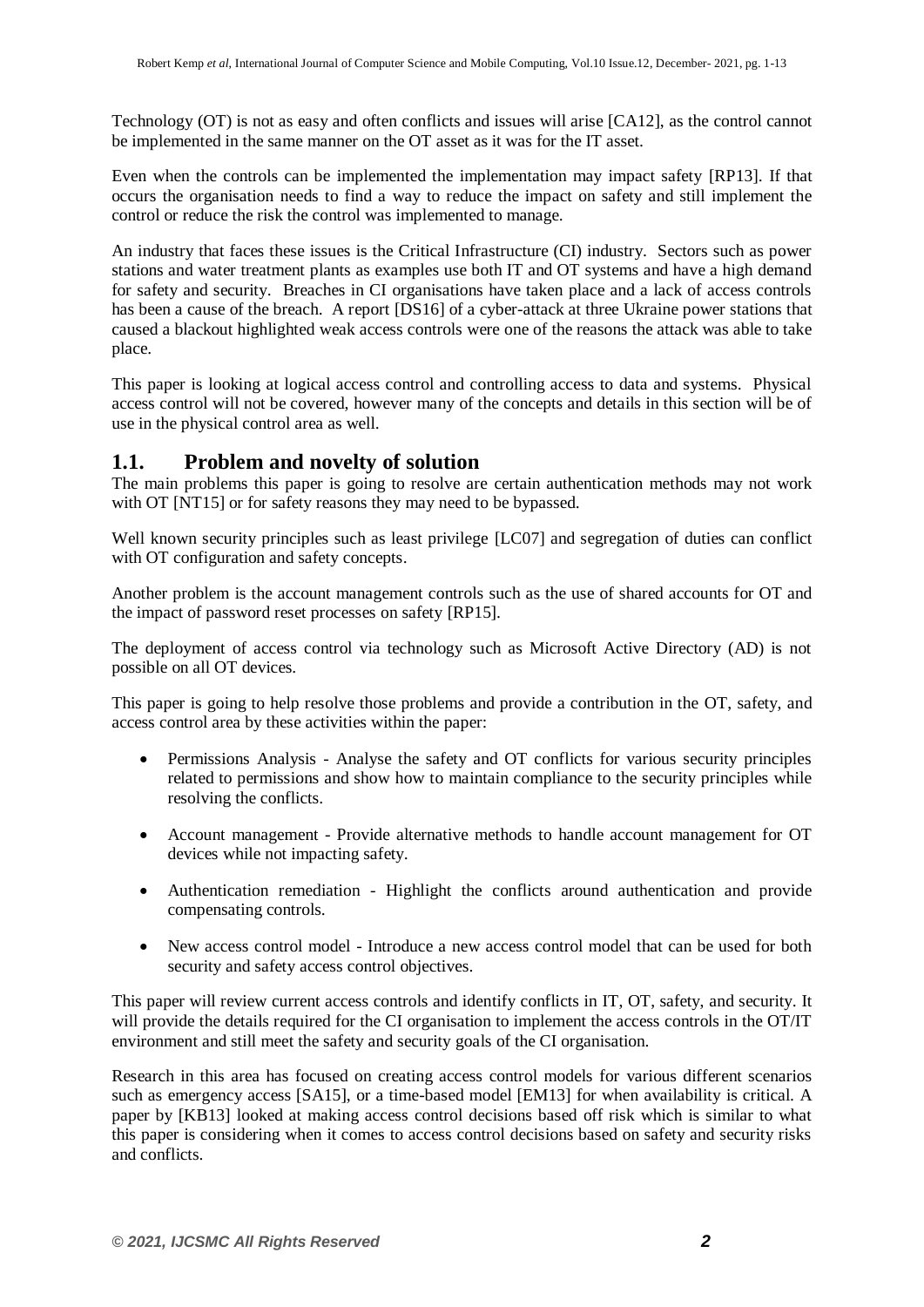Technology (OT) is not as easy and often conflicts and issues will arise [CA12], as the control cannot be implemented in the same manner on the OT asset as it was for the IT asset.

Even when the controls can be implemented the implementation may impact safety [RP13]. If that occurs the organisation needs to find a way to reduce the impact on safety and still implement the control or reduce the risk the control was implemented to manage.

An industry that faces these issues is the Critical Infrastructure (CI) industry. Sectors such as power stations and water treatment plants as examples use both IT and OT systems and have a high demand for safety and security. Breaches in CI organisations have taken place and a lack of access controls has been a cause of the breach. A report [DS16] of a cyber-attack at three Ukraine power stations that caused a blackout highlighted weak access controls were one of the reasons the attack was able to take place.

This paper is looking at logical access control and controlling access to data and systems. Physical access control will not be covered, however many of the concepts and details in this section will be of use in the physical control area as well.

## 1.1. Problem and novelty of solution

The main problems this paper is going to resolve are certain authentication methods may not work with OT [NT15] or for safety reasons they may need to be bypassed.

Well known security principles such as least privilege [LC07] and segregation of duties can conflict with OT configuration and safety concepts.

Another problem is the account management controls such as the use of shared accounts for OT and the impact of password reset processes on safety [RP15].

The deployment of access control via technology such as Microsoft Active Directory (AD) is not possible on all OT devices.

This paper is going to help resolve those problems and provide a contribution in the OT, safety, and access control area by these activities within the paper:

- Permissions Analysis - Analyse the safety and OT conflicts for various security principles related to permissions and show how to maintain compliance to the security principles while resolving the conflicts.
- Account management - Provide alternative methods to handle account management for OT devices while not impacting safety.
- Authentication remediation - Highlight the conflicts around authentication and provide compensating controls.
- New access control model - Introduce a new access control model that can be used for both security and safety access control objectives.

This paper will review current access controls and identify conflicts in IT, OT, safety, and security. It will provide the details required for the CI organisation to implement the access controls in the OT/IT environment and still meet the safety and security goals of the CI organisation.

Research in this area has focused on creating access control models for various different scenarios such as emergency access [SA15], or a time-based model [EM13] for when availability is critical. A paper by [KB13] looked at making access control decisions based off risk which is similar to what this paper is considering when it comes to access control decisions based on safety and security risks and conflicts.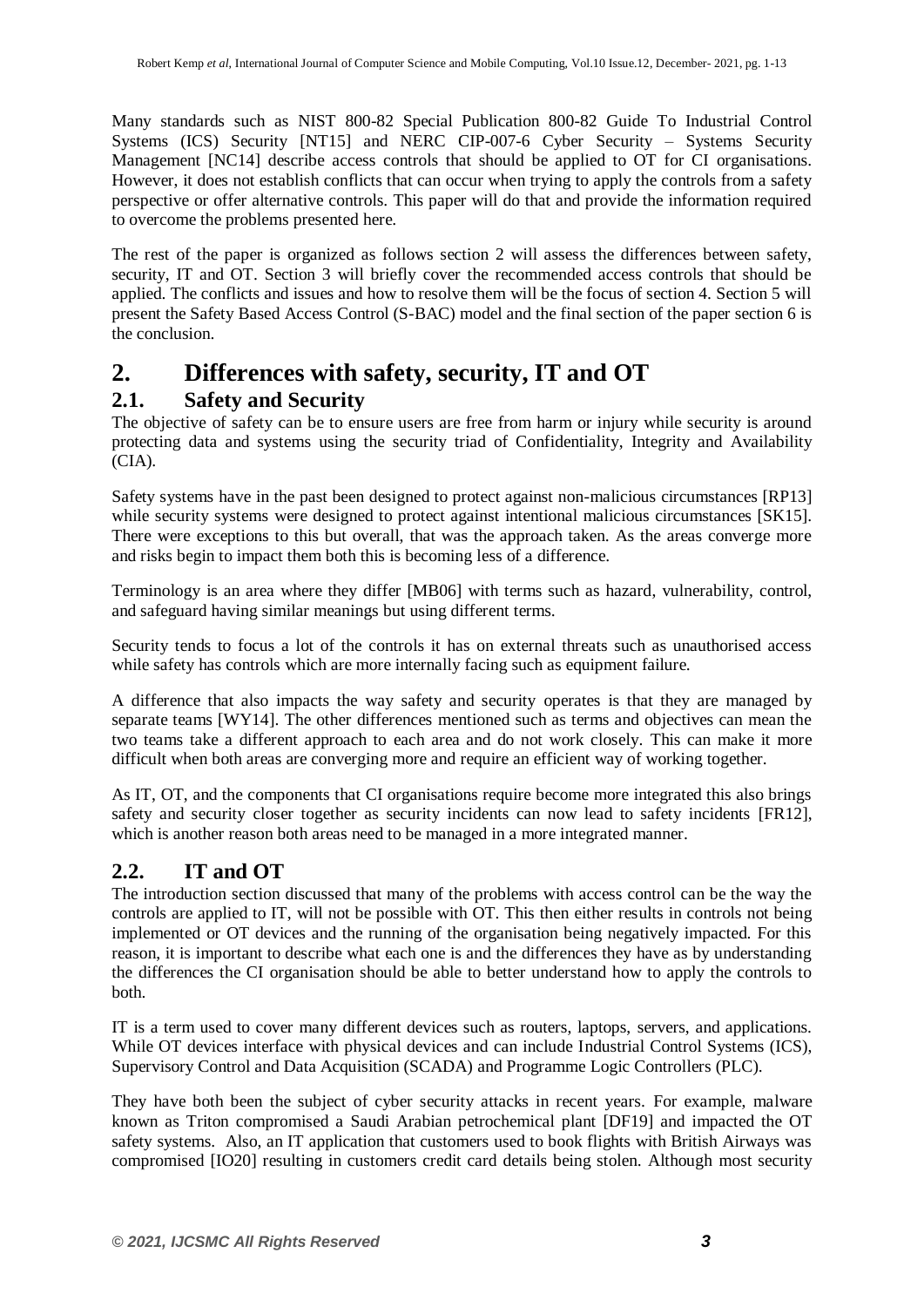Many standards such as NIST 800-82 Special Publication 800-82 Guide To Industrial Control Systems (ICS) Security [NT15] and NERC CIP-007-6 Cyber Security – Systems Security Management [NC14] describe access controls that should be applied to OT for CI organisations. However, it does not establish conflicts that can occur when trying to apply the controls from a safety perspective or offer alternative controls. This paper will do that and provide the information required to overcome the problems presented here.

The rest of the paper is organized as follows section 2 will assess the differences between safety, security, IT and OT. Section 3 will briefly cover the recommended access controls that should be applied. The conflicts and issues and how to resolve them will be the focus of section 4. Section 5 will present the Safety Based Access Control (S-BAC) model and the final section of the paper section 6 is the conclusion.

# 2. Differences with safety, security, IT and OT

## 2.1. Safety and Security

The objective of safety can be to ensure users are free from harm or injury while security is around protecting data and systems using the security triad of Confidentiality, Integrity and Availability (CIA).

Safety systems have in the past been designed to protect against non-malicious circumstances [RP13] while security systems were designed to protect against intentional malicious circumstances [SK15]. There were exceptions to this but overall, that was the approach taken. As the areas converge more and risks begin to impact them both this is becoming less of a difference.

Terminology is an area where they differ [MB06] with terms such as hazard, vulnerability, control, and safeguard having similar meanings but using different terms.

Security tends to focus a lot of the controls it has on external threats such as unauthorised access while safety has controls which are more internally facing such as equipment failure.

A difference that also impacts the way safety and security operates is that they are managed by separate teams [WY14]. The other differences mentioned such as terms and objectives can mean the two teams take a different approach to each area and do not work closely. This can make it more difficult when both areas are converging more and require an efficient way of working together.

As IT, OT, and the components that CI organisations require become more integrated this also brings safety and security closer together as security incidents can now lead to safety incidents [FR12], which is another reason both areas need to be managed in a more integrated manner.

## 2.2. IT and OT

The introduction section discussed that many of the problems with access control can be the way the controls are applied to IT, will not be possible with OT. This then either results in controls not being implemented or OT devices and the running of the organisation being negatively impacted. For this reason, it is important to describe what each one is and the differences they have as by understanding the differences the CI organisation should be able to better understand how to apply the controls to both.

IT is a term used to cover many different devices such as routers, laptops, servers, and applications. While OT devices interface with physical devices and can include Industrial Control Systems (ICS), Supervisory Control and Data Acquisition (SCADA) and Programme Logic Controllers (PLC).

They have both been the subject of cyber security attacks in recent years. For example, malware known as Triton compromised a Saudi Arabian petrochemical plant [DF19] and impacted the OT safety systems. Also, an IT application that customers used to book flights with British Airways was compromised [IO20] resulting in customers credit card details being stolen. Although most security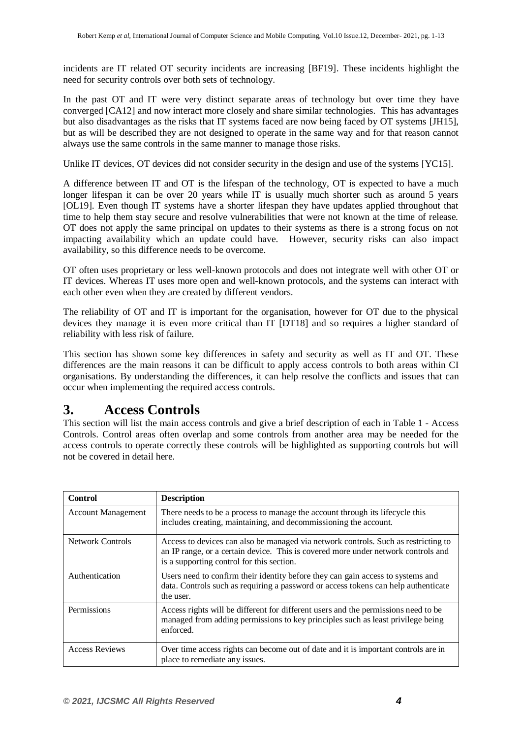incidents are IT related OT security incidents are increasing [BF19]. These incidents highlight the need for security controls over both sets of technology.

In the past OT and IT were very distinct separate areas of technology but over time they have converged [CA12] and now interact more closely and share similar technologies. This has advantages but also disadvantages as the risks that IT systems faced are now being faced by OT systems [JH15], but as will be described they are not designed to operate in the same way and for that reason cannot always use the same controls in the same manner to manage those risks.

Unlike IT devices, OT devices did not consider security in the design and use of the systems [YC15].

A difference between IT and OT is the lifespan of the technology, OT is expected to have a much longer lifespan it can be over 20 years while IT is usually much shorter such as around 5 years [OL19]. Even though IT systems have a shorter lifespan they have updates applied throughout that time to help them stay secure and resolve vulnerabilities that were not known at the time of release. OT does not apply the same principal on updates to their systems as there is a strong focus on not impacting availability which an update could have. However, security risks can also impact availability, so this difference needs to be overcome.

OT often uses proprietary or less well-known protocols and does not integrate well with other OT or IT devices. Whereas IT uses more open and well-known protocols, and the systems can interact with each other even when they are created by different vendors.

The reliability of OT and IT is important for the organisation, however for OT due to the physical devices they manage it is even more critical than IT [DT18] and so requires a higher standard of reliability with less risk of failure.

This section has shown some key differences in safety and security as well as IT and OT. These differences are the main reasons it can be difficult to apply access controls to both areas within CI organisations. By understanding the differences, it can help resolve the conflicts and issues that can occur when implementing the required access controls.

# 3. Access Controls

This section will list the main access controls and give a brief description of each in Table 1 - Access Controls. Control areas often overlap and some controls from another area may be needed for the access controls to operate correctly these controls will be highlighted as supporting controls but will not be covered in detail here.

| Control | Description |
| --- | --- |
| Account Management | There needs to be a process to manage the account through its lifecycle this includes creating, maintaining, and decommissioning the account. |
| Network Controls | Access to devices can also be managed via network controls. Such as restricting to an IP range, or a certain device. This is covered more under network controls and is a supporting control for this section. |
| Authentication | Users need to confirm their identity before they can gain access to systems and data. Controls such as requiring a password or access tokens can help authenticate the user. |
| Permissions | Access rights will be different for different users and the permissions need to be managed from adding permissions to key principles such as least privilege being enforced. |
| Access Reviews | Over time access rights can become out of date and it is important controls are in place to remediate any issues. |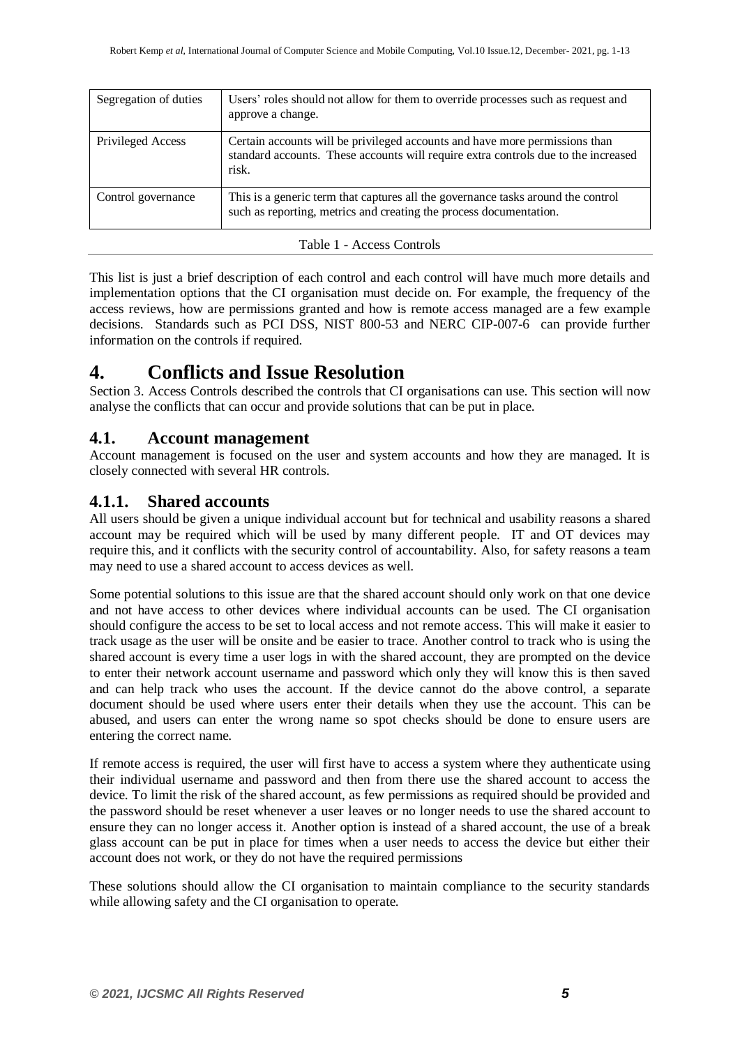| Segregation of duties | Users' roles should not allow for them to override processes such as request and approve a change. |
|---|---|
| Privileged Access | Certain accounts will be privileged accounts and have more permissions than standard accounts. These accounts will require extra controls due to the increased risk. |
| Control governance | This is a generic term that captures all the governance tasks around the control such as reporting, metrics and creating the process documentation. |

Table 1 - Access Controls

This list is just a brief description of each control and each control will have much more details and implementation options that the CI organisation must decide on. For example, the frequency of the access reviews, how are permissions granted and how is remote access managed are a few example decisions. Standards such as PCI DSS, NIST 800-53 and NERC CIP-007-6 can provide further information on the controls if required.

# 4. Conflicts and Issue Resolution

Section 3. Access Controls described the controls that CI organisations can use. This section will now analyse the conflicts that can occur and provide solutions that can be put in place.

## 4.1. Account management

Account management is focused on the user and system accounts and how they are managed. It is closely connected with several HR controls.

### 4.1.1. Shared accounts

All users should be given a unique individual account but for technical and usability reasons a shared account may be required which will be used by many different people. IT and OT devices may require this, and it conflicts with the security control of accountability. Also, for safety reasons a team may need to use a shared account to access devices as well.

Some potential solutions to this issue are that the shared account should only work on that one device and not have access to other devices where individual accounts can be used. The CI organisation should configure the access to be set to local access and not remote access. This will make it easier to track usage as the user will be onsite and be easier to trace. Another control to track who is using the shared account is every time a user logs in with the shared account, they are prompted on the device to enter their network account username and password which only they will know this is then saved and can help track who uses the account. If the device cannot do the above control, a separate document should be used where users enter their details when they use the account. This can be abused, and users can enter the wrong name so spot checks should be done to ensure users are entering the correct name.

If remote access is required, the user will first have to access a system where they authenticate using their individual username and password and then from there use the shared account to access the device. To limit the risk of the shared account, as few permissions as required should be provided and the password should be reset whenever a user leaves or no longer needs to use the shared account to ensure they can no longer access it. Another option is instead of a shared account, the use of a break glass account can be put in place for times when a user needs to access the device but either their account does not work, or they do not have the required permissions

These solutions should allow the CI organisation to maintain compliance to the security standards while allowing safety and the CI organisation to operate.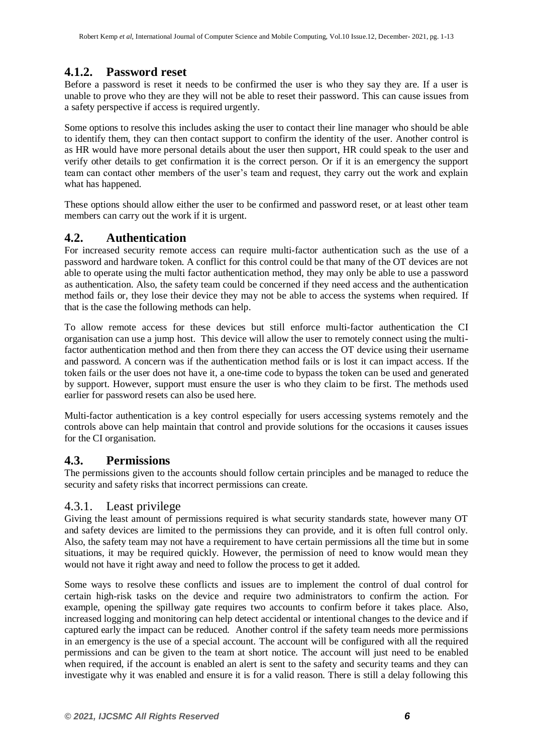### 4.1.2. Password reset

Before a password is reset it needs to be confirmed the user is who they say they are. If a user is unable to prove who they are they will not be able to reset their password. This can cause issues from a safety perspective if access is required urgently.

Some options to resolve this includes asking the user to contact their line manager who should be able to identify them, they can then contact support to confirm the identity of the user. Another control is as HR would have more personal details about the user then support, HR could speak to the user and verify other details to get confirmation it is the correct person. Or if it is an emergency the support team can contact other members of the user's team and request, they carry out the work and explain what has happened.

These options should allow either the user to be confirmed and password reset, or at least other team members can carry out the work if it is urgent.

## 4.2. Authentication

For increased security remote access can require multi-factor authentication such as the use of a password and hardware token. A conflict for this control could be that many of the OT devices are not able to operate using the multi factor authentication method, they may only be able to use a password as authentication. Also, the safety team could be concerned if they need access and the authentication method fails or, they lose their device they may not be able to access the systems when required. If that is the case the following methods can help.

To allow remote access for these devices but still enforce multi-factor authentication the CI organisation can use a jump host. This device will allow the user to remotely connect using the multi-factor authentication method and then from there they can access the OT device using their username and password. A concern was if the authentication method fails or is lost it can impact access. If the token fails or the user does not have it, a one-time code to bypass the token can be used and generated by support. However, support must ensure the user is who they claim to be first. The methods used earlier for password resets can also be used here.

Multi-factor authentication is a key control especially for users accessing systems remotely and the controls above can help maintain that control and provide solutions for the occasions it causes issues for the CI organisation.

## 4.3. Permissions

The permissions given to the accounts should follow certain principles and be managed to reduce the security and safety risks that incorrect permissions can create.

### 4.3.1. Least privilege

Giving the least amount of permissions required is what security standards state, however many OT and safety devices are limited to the permissions they can provide, and it is often full control only. Also, the safety team may not have a requirement to have certain permissions all the time but in some situations, it may be required quickly. However, the permission of need to know would mean they would not have it right away and need to follow the process to get it added.

Some ways to resolve these conflicts and issues are to implement the control of dual control for certain high-risk tasks on the device and require two administrators to confirm the action. For example, opening the spillway gate requires two accounts to confirm before it takes place. Also, increased logging and monitoring can help detect accidental or intentional changes to the device and if captured early the impact can be reduced. Another control if the safety team needs more permissions in an emergency is the use of a special account. The account will be configured with all the required permissions and can be given to the team at short notice. The account will just need to be enabled when required, if the account is enabled an alert is sent to the safety and security teams and they can investigate why it was enabled and ensure it is for a valid reason. There is still a delay following this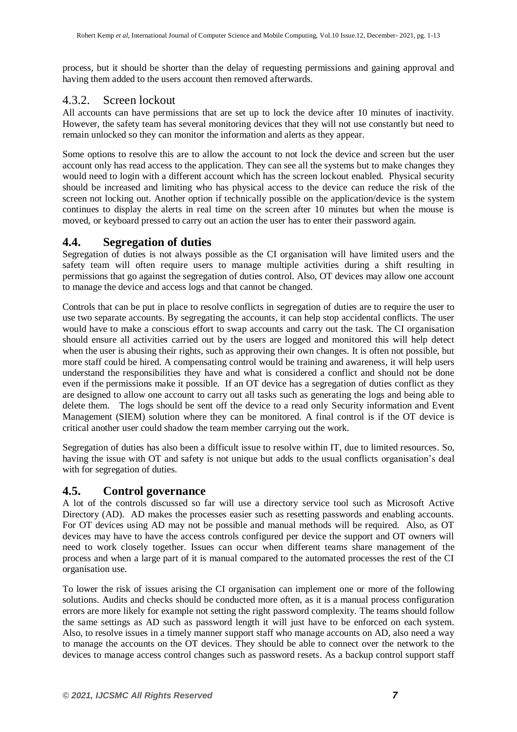process, but it should be shorter than the delay of requesting permissions and gaining approval and having them added to the users account then removed afterwards.

### 4.3.2. Screen lockout

All accounts can have permissions that are set up to lock the device after 10 minutes of inactivity. However, the safety team has several monitoring devices that they will not use constantly but need to remain unlocked so they can monitor the information and alerts as they appear.

Some options to resolve this are to allow the account to not lock the device and screen but the user account only has read access to the application. They can see all the systems but to make changes they would need to login with a different account which has the screen lockout enabled. Physical security should be increased and limiting who has physical access to the device can reduce the risk of the screen not locking out. Another option if technically possible on the application/device is the system continues to display the alerts in real time on the screen after 10 minutes but when the mouse is moved, or keyboard pressed to carry out an action the user has to enter their password again.

## 4.4. Segregation of duties

Segregation of duties is not always possible as the CI organisation will have limited users and the safety team will often require users to manage multiple activities during a shift resulting in permissions that go against the segregation of duties control. Also, OT devices may allow one account to manage the device and access logs and that cannot be changed.

Controls that can be put in place to resolve conflicts in segregation of duties are to require the user to use two separate accounts. By segregating the accounts, it can help stop accidental conflicts. The user would have to make a conscious effort to swap accounts and carry out the task. The CI organisation should ensure all activities carried out by the users are logged and monitored this will help detect when the user is abusing their rights, such as approving their own changes. It is often not possible, but more staff could be hired. A compensating control would be training and awareness, it will help users understand the responsibilities they have and what is considered a conflict and should not be done even if the permissions make it possible. If an OT device has a segregation of duties conflict as they are designed to allow one account to carry out all tasks such as generating the logs and being able to delete them. The logs should be sent off the device to a read only Security information and Event Management (SIEM) solution where they can be monitored. A final control is if the OT device is critical another user could shadow the team member carrying out the work.

Segregation of duties has also been a difficult issue to resolve within IT, due to limited resources. So, having the issue with OT and safety is not unique but adds to the usual conflicts organisation's deal with for segregation of duties.

## 4.5. Control governance

A lot of the controls discussed so far will use a directory service tool such as Microsoft Active Directory (AD). AD makes the processes easier such as resetting passwords and enabling accounts. For OT devices using AD may not be possible and manual methods will be required. Also, as OT devices may have to have the access controls configured per device the support and OT owners will need to work closely together. Issues can occur when different teams share management of the process and when a large part of it is manual compared to the automated processes the rest of the CI organisation use.

To lower the risk of issues arising the CI organisation can implement one or more of the following solutions. Audits and checks should be conducted more often, as it is a manual process configuration errors are more likely for example not setting the right password complexity. The teams should follow the same settings as AD such as password length it will just have to be enforced on each system. Also, to resolve issues in a timely manner support staff who manage accounts on AD, also need a way to manage the accounts on the OT devices. They should be able to connect over the network to the devices to manage access control changes such as password resets. As a backup control support staff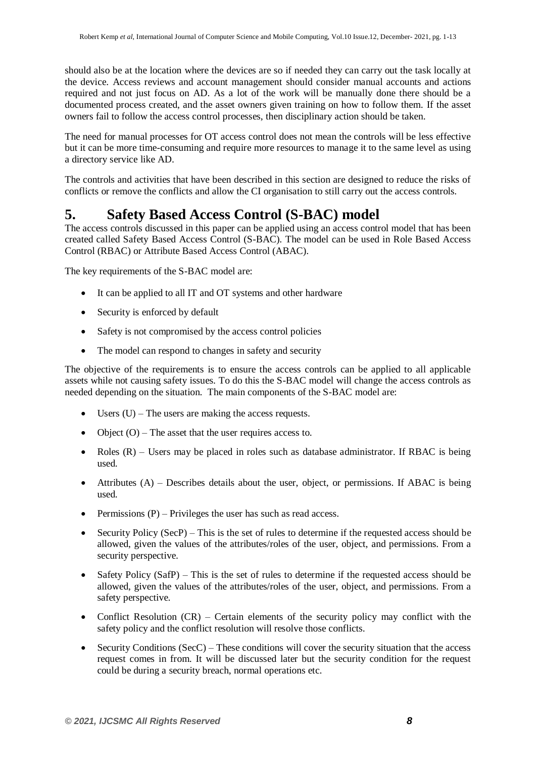should also be at the location where the devices are so if needed they can carry out the task locally at the device. Access reviews and account management should consider manual accounts and actions required and not just focus on AD. As a lot of the work will be manually done there should be a documented process created, and the asset owners given training on how to follow them. If the asset owners fail to follow the access control processes, then disciplinary action should be taken.

The need for manual processes for OT access control does not mean the controls will be less effective but it can be more time-consuming and require more resources to manage it to the same level as using a directory service like AD.

The controls and activities that have been described in this section are designed to reduce the risks of conflicts or remove the conflicts and allow the CI organisation to still carry out the access controls.

# 5. Safety Based Access Control (S-BAC) model

The access controls discussed in this paper can be applied using an access control model that has been created called Safety Based Access Control (S-BAC). The model can be used in Role Based Access Control (RBAC) or Attribute Based Access Control (ABAC).

The key requirements of the S-BAC model are:

- It can be applied to all IT and OT systems and other hardware
- Security is enforced by default
- Safety is not compromised by the access control policies
- The model can respond to changes in safety and security

The objective of the requirements is to ensure the access controls can be applied to all applicable assets while not causing safety issues. To do this the S-BAC model will change the access controls as needed depending on the situation. The main components of the S-BAC model are:

- Users (U) – The users are making the access requests.
- Object (O) – The asset that the user requires access to.
- Roles (R) – Users may be placed in roles such as database administrator. If RBAC is being used.
- Attributes (A) – Describes details about the user, object, or permissions. If ABAC is being used.
- Permissions (P) – Privileges the user has such as read access.
- Security Policy (SecP) – This is the set of rules to determine if the requested access should be allowed, given the values of the attributes/roles of the user, object, and permissions. From a security perspective.
- Safety Policy (SafP) – This is the set of rules to determine if the requested access should be allowed, given the values of the attributes/roles of the user, object, and permissions. From a safety perspective.
- Conflict Resolution (CR) – Certain elements of the security policy may conflict with the safety policy and the conflict resolution will resolve those conflicts.
- Security Conditions (SecC) – These conditions will cover the security situation that the access request comes in from. It will be discussed later but the security condition for the request could be during a security breach, normal operations etc.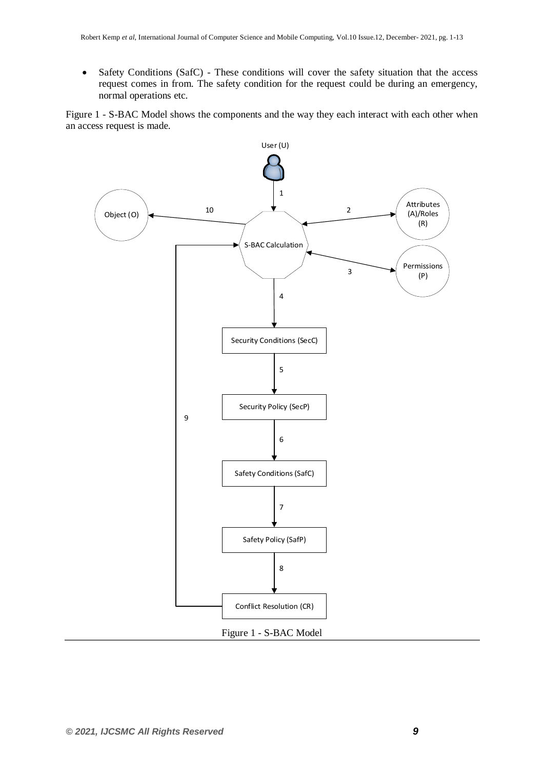- Safety Conditions (SafC) - These conditions will cover the safety situation that the access request comes in from. The safety condition for the request could be during an emergency, normal operations etc.

Figure 1 - S-BAC Model shows the components and the way they each interact with each other when an access request is made.

Figure 1 - S-BAC Model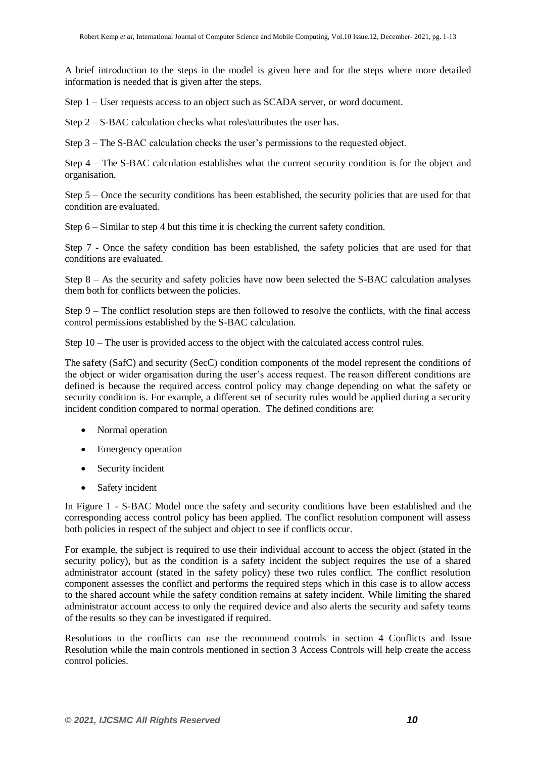A brief introduction to the steps in the model is given here and for the steps where more detailed information is needed that is given after the steps.

Step 1 – User requests access to an object such as SCADA server, or word document.

Step 2 – S-BAC calculation checks what roles\attributes the user has.

Step 3 – The S-BAC calculation checks the user's permissions to the requested object.

Step 4 – The S-BAC calculation establishes what the current security condition is for the object and organisation.

Step 5 – Once the security conditions has been established, the security policies that are used for that condition are evaluated.

Step 6 – Similar to step 4 but this time it is checking the current safety condition.

Step 7 - Once the safety condition has been established, the safety policies that are used for that conditions are evaluated.

Step 8 – As the security and safety policies have now been selected the S-BAC calculation analyses them both for conflicts between the policies.

Step 9 – The conflict resolution steps are then followed to resolve the conflicts, with the final access control permissions established by the S-BAC calculation.

Step 10 – The user is provided access to the object with the calculated access control rules.

The safety (SafC) and security (SecC) condition components of the model represent the conditions of the object or wider organisation during the user's access request. The reason different conditions are defined is because the required access control policy may change depending on what the safety or security condition is. For example, a different set of security rules would be applied during a security incident condition compared to normal operation. The defined conditions are:

- Normal operation
- Emergency operation
- Security incident
- Safety incident

In Figure 1 - S-BAC Model once the safety and security conditions have been established and the corresponding access control policy has been applied. The conflict resolution component will assess both policies in respect of the subject and object to see if conflicts occur.

For example, the subject is required to use their individual account to access the object (stated in the security policy), but as the condition is a safety incident the subject requires the use of a shared administrator account (stated in the safety policy) these two rules conflict. The conflict resolution component assesses the conflict and performs the required steps which in this case is to allow access to the shared account while the safety condition remains at safety incident. While limiting the shared administrator account access to only the required device and also alerts the security and safety teams of the results so they can be investigated if required.

Resolutions to the conflicts can use the recommend controls in section 4 Conflicts and Issue Resolution while the main controls mentioned in section 3 Access Controls will help create the access control policies.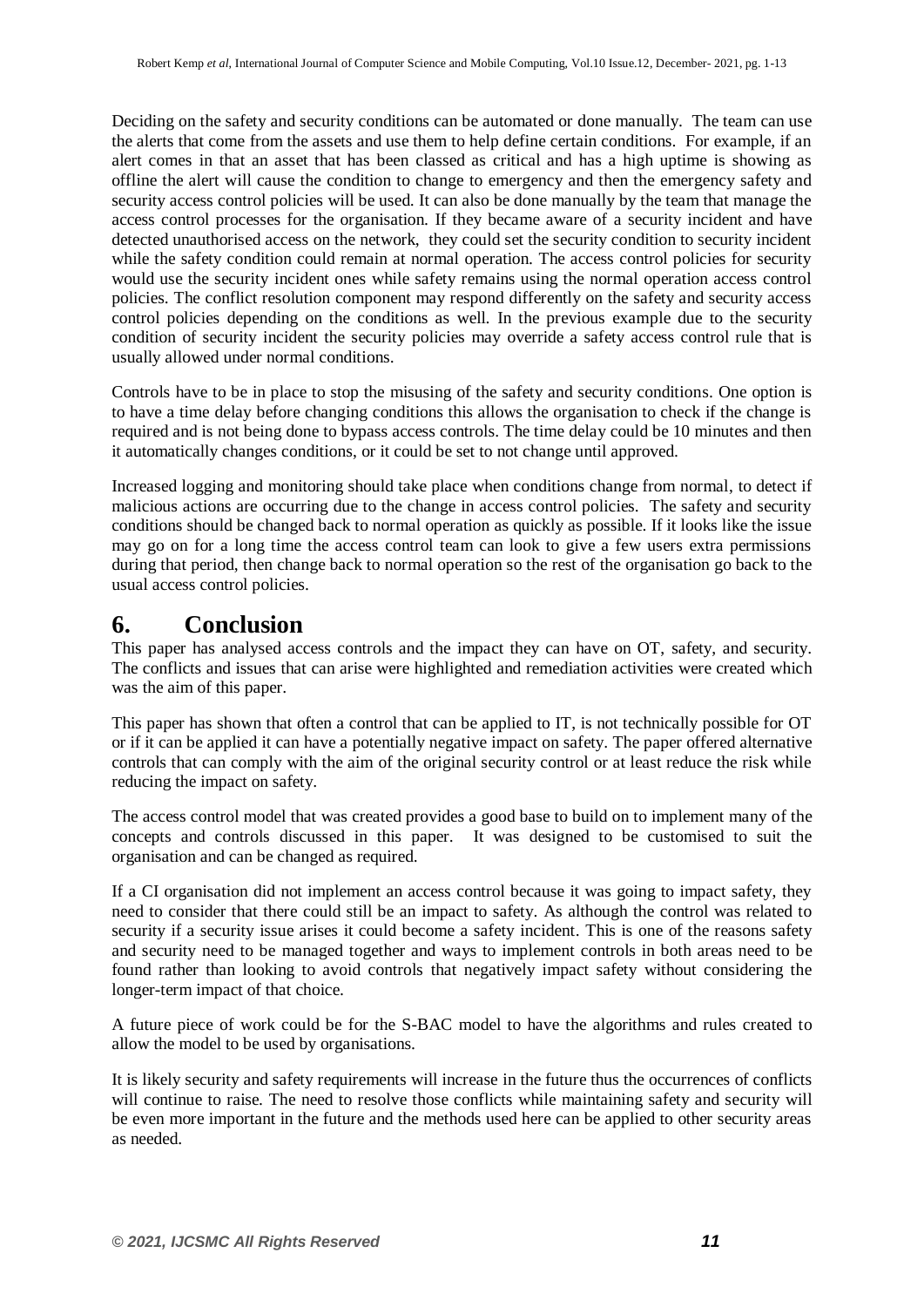Deciding on the safety and security conditions can be automated or done manually. The team can use the alerts that come from the assets and use them to help define certain conditions. For example, if an alert comes in that an asset that has been classed as critical and has a high uptime is showing as offline the alert will cause the condition to change to emergency and then the emergency safety and security access control policies will be used. It can also be done manually by the team that manage the access control processes for the organisation. If they became aware of a security incident and have detected unauthorised access on the network, they could set the security condition to security incident while the safety condition could remain at normal operation. The access control policies for security would use the security incident ones while safety remains using the normal operation access control policies. The conflict resolution component may respond differently on the safety and security access control policies depending on the conditions as well. In the previous example due to the security condition of security incident the security policies may override a safety access control rule that is usually allowed under normal conditions.

Controls have to be in place to stop the misusing of the safety and security conditions. One option is to have a time delay before changing conditions this allows the organisation to check if the change is required and is not being done to bypass access controls. The time delay could be 10 minutes and then it automatically changes conditions, or it could be set to not change until approved.

Increased logging and monitoring should take place when conditions change from normal, to detect if malicious actions are occurring due to the change in access control policies. The safety and security conditions should be changed back to normal operation as quickly as possible. If it looks like the issue may go on for a long time the access control team can look to give a few users extra permissions during that period, then change back to normal operation so the rest of the organisation go back to the usual access control policies.

# 6. Conclusion

This paper has analysed access controls and the impact they can have on OT, safety, and security. The conflicts and issues that can arise were highlighted and remediation activities were created which was the aim of this paper.

This paper has shown that often a control that can be applied to IT, is not technically possible for OT or if it can be applied it can have a potentially negative impact on safety. The paper offered alternative controls that can comply with the aim of the original security control or at least reduce the risk while reducing the impact on safety.

The access control model that was created provides a good base to build on to implement many of the concepts and controls discussed in this paper. It was designed to be customised to suit the organisation and can be changed as required.

If a CI organisation did not implement an access control because it was going to impact safety, they need to consider that there could still be an impact to safety. As although the control was related to security if a security issue arises it could become a safety incident. This is one of the reasons safety and security need to be managed together and ways to implement controls in both areas need to be found rather than looking to avoid controls that negatively impact safety without considering the longer-term impact of that choice.

A future piece of work could be for the S-BAC model to have the algorithms and rules created to allow the model to be used by organisations.

It is likely security and safety requirements will increase in the future thus the occurrences of conflicts will continue to raise. The need to resolve those conflicts while maintaining safety and security will be even more important in the future and the methods used here can be applied to other security areas as needed.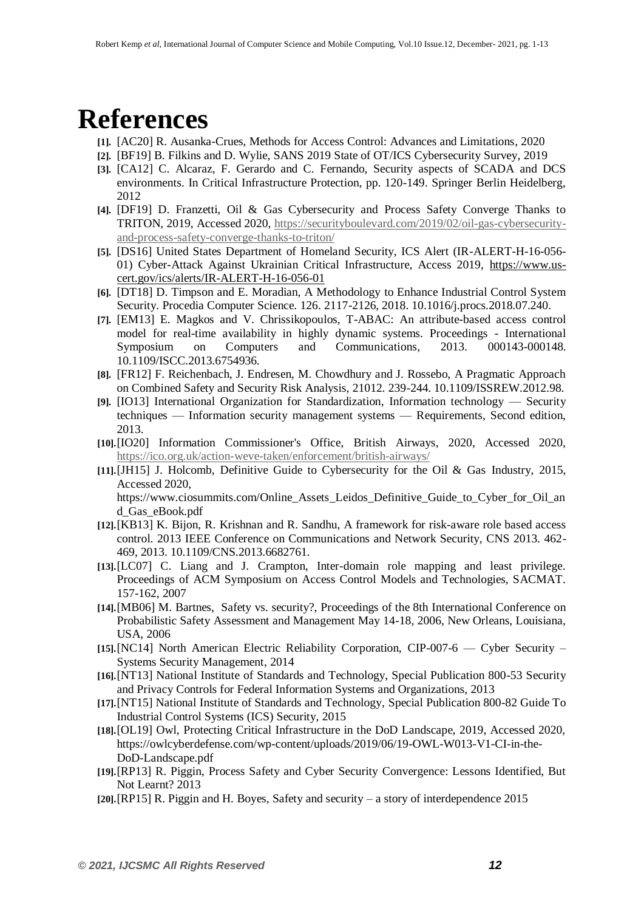# References

**[1].** [AC20] R. Ausanka-Crues, Methods for Access Control: Advances and Limitations, 2020

**[2].** [BF19] B. Filkins and D. Wylie, SANS 2019 State of OT/ICS Cybersecurity Survey, 2019

**[3].** [CA12] C. Alcaraz, F. Gerardo and C. Fernando, Security aspects of SCADA and DCS environments. In Critical Infrastructure Protection, pp. 120-149. Springer Berlin Heidelberg, 2012

**[4].** [DF19] D. Franzetti, Oil & Gas Cybersecurity and Process Safety Converge Thanks to TRITON, 2019, Accessed 2020, https://securityboulevard.com/2019/02/oil-gas-cybersecurity-and-process-safety-converge-thanks-to-triton/

**[5].** [DS16] United States Department of Homeland Security, ICS Alert (IR-ALERT-H-16-056-01) Cyber-Attack Against Ukrainian Critical Infrastructure, Access 2019, https://www.us-cert.gov/ics/alerts/IR-ALERT-H-16-056-01

**[6].** [DT18] D. Timpson and E. Moradian, A Methodology to Enhance Industrial Control System Security. Procedia Computer Science. 126. 2117-2126, 2018. 10.1016/j.procs.2018.07.240.

**[7].** [EM13] E. Magkos and V. Chrissikopoulos, T-ABAC: An attribute-based access control model for real-time availability in highly dynamic systems. Proceedings - International Symposium on Computers and Communications, 2013. 000143-000148. 10.1109/ISCC.2013.6754936.

**[8].** [FR12] F. Reichenbach, J. Endresen, M. Chowdhury and J. Rossebo, A Pragmatic Approach on Combined Safety and Security Risk Analysis, 21012. 239-244. 10.1109/ISSREW.2012.98.

**[9].** [IO13] International Organization for Standardization, Information technology — Security techniques — Information security management systems — Requirements, Second edition, 2013.

**[10].** [IO20] Information Commissioner's Office, British Airways, 2020, Accessed 2020, https://ico.org.uk/action-weve-taken/enforcement/british-airways/

**[11].** [JH15] J. Holcomb, Definitive Guide to Cybersecurity for the Oil & Gas Industry, 2015, Accessed 2020, https://www.ciosummits.com/Online_Assets_Leidos_Definitive_Guide_to_Cyber_for_Oil_and_Gas_eBook.pdf

**[12].** [KB13] K. Bijon, R. Krishnan and R. Sandhu, A framework for risk-aware role based access control. 2013 IEEE Conference on Communications and Network Security, CNS 2013. 462-469, 2013. 10.1109/CNS.2013.6682761.

**[13].** [LC07] C. Liang and J. Crampton, Inter-domain role mapping and least privilege. Proceedings of ACM Symposium on Access Control Models and Technologies, SACMAT. 157-162, 2007

**[14].** [MB06] M. Bartnes, Safety vs. security?, Proceedings of the 8th International Conference on Probabilistic Safety Assessment and Management May 14-18, 2006, New Orleans, Louisiana, USA, 2006

**[15].** [NC14] North American Electric Reliability Corporation, CIP-007-6 — Cyber Security – Systems Security Management, 2014

**[16].** [NT13] National Institute of Standards and Technology, Special Publication 800-53 Security and Privacy Controls for Federal Information Systems and Organizations, 2013

**[17].** [NT15] National Institute of Standards and Technology, Special Publication 800-82 Guide To Industrial Control Systems (ICS) Security, 2015

**[18].** [OL19] Owl, Protecting Critical Infrastructure in the DoD Landscape, 2019, Accessed 2020, https://owlcyberdefense.com/wp-content/uploads/2019/06/19-OWL-W013-V1-CI-in-the-DoD-Landscape.pdf

**[19].** [RP13] R. Piggin, Process Safety and Cyber Security Convergence: Lessons Identified, But Not Learnt? 2013

**[20].** [RP15] R. Piggin and H. Boyes, Safety and security – a story of interdependence 2015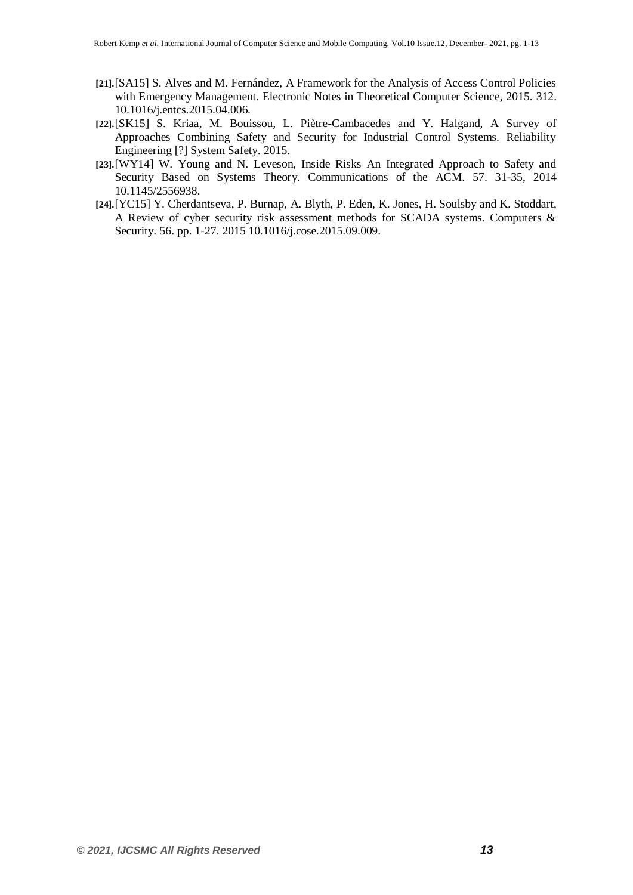[21]. [SA15] S. Alves and M. Fernández, A Framework for the Analysis of Access Control Policies with Emergency Management. Electronic Notes in Theoretical Computer Science, 2015. 312. 10.1016/j.entcs.2015.04.006.

[22]. [SK15] S. Kriaa, M. Bouissou, L. Piètre-Cambacedes and Y. Halgand, A Survey of Approaches Combining Safety and Security for Industrial Control Systems. Reliability Engineering [?] System Safety. 2015.

[23]. [WY14] W. Young and N. Leveson, Inside Risks An Integrated Approach to Safety and Security Based on Systems Theory. Communications of the ACM. 57. 31-35, 2014 10.1145/2556938.

[24]. [YC15] Y. Cherdantseva, P. Burnap, A. Blyth, P. Eden, K. Jones, H. Soulsby and K. Stoddart, A Review of cyber security risk assessment methods for SCADA systems. Computers & Security. 56. pp. 1-27. 2015 10.1016/j.cose.2015.09.009.